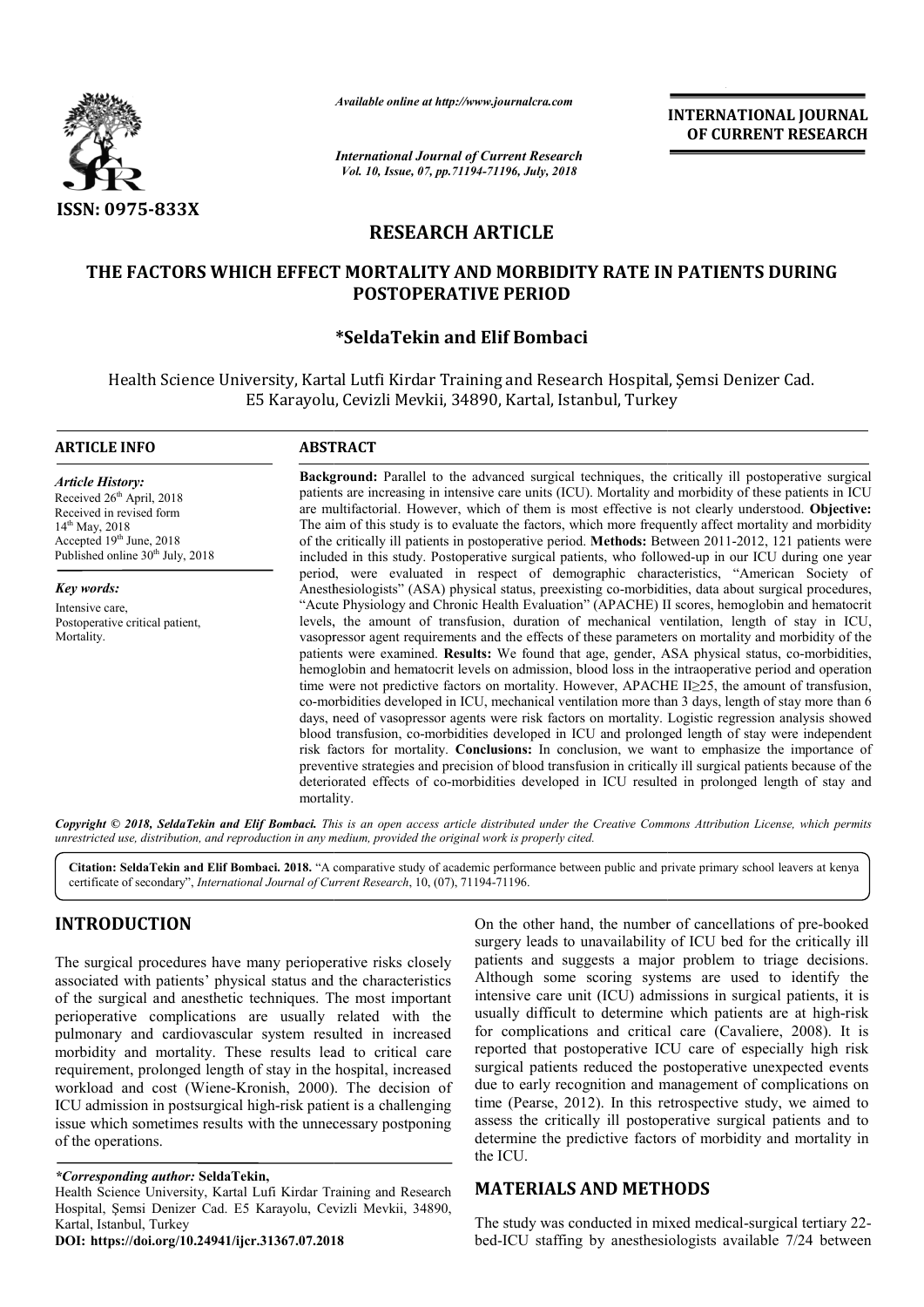*Available online at http://www.journalcra.com*

*International Journal of Current Research*
*Vol. 10, Issue, 07, pp.71194-71196, July, 2018*

**INTERNATIONAL JOURNAL OF CURRENT RESEARCH**

ISSN: 0975-833X

# RESEARCH ARTICLE

## THE FACTORS WHICH EFFECT MORTALITY AND MORBIDITY RATE IN PATIENTS DURING POSTOPERATIVE PERIOD

**\*SeldaTekin and Elif Bombaci**

Health Science University, Kartal Lutfi Kirdar Training and Research Hospital, Şemsi Denizer Cad. E5 Karayolu, Cevizli Mevkii, 34890, Kartal, Istanbul, Turkey

**ARTICLE INFO**

*Article History:*
Received 26th April, 2018
Received in revised form 14th May, 2018
Accepted 19th June, 2018
Published online 30th July, 2018

*Key words:*
Intensive care,
Postoperative critical patient,
Mortality.

**ABSTRACT**

**Background:** Parallel to the advanced surgical techniques, the critically ill postoperative surgical patients are increasing in intensive care units (ICU). Mortality and morbidity of these patients in ICU are multifactorial. However, which of them is most effective is not clearly understood. **Objective:** The aim of this study is to evaluate the factors, which more frequently affect mortality and morbidity of the critically ill patients in postoperative period. **Methods:** Between 2011-2012, 121 patients were included in this study. Postoperative surgical patients, who followed-up in our ICU during one year period, were evaluated in respect of demographic characteristics, "American Society of Anesthesiologists" (ASA) physical status, preexisting co-morbidities, data about surgical procedures, "Acute Physiology and Chronic Health Evaluation" (APACHE) II scores, hemoglobin and hematocrit levels, the amount of transfusion, duration of mechanical ventilation, length of stay in ICU, vasopressor agent requirements and the effects of these parameters on mortality and morbidity of the patients were examined. **Results:** We found that age, gender, ASA physical status, co-morbidities, hemoglobin and hematocrit levels on admission, blood loss in the intraoperative period and operation time were not predictive factors on mortality. However, APACHE II≥25, the amount of transfusion, co-morbidities developed in ICU, mechanical ventilation more than 3 days, length of stay more than 6 days, need of vasopressor agents were risk factors on mortality. Logistic regression analysis showed blood transfusion, co-morbidities developed in ICU and prolonged length of stay were independent risk factors for mortality. **Conclusions:** In conclusion, we want to emphasize the importance of preventive strategies and precision of blood transfusion in critically ill surgical patients because of the deteriorated effects of co-morbidities developed in ICU resulted in prolonged length of stay and mortality.

*Copyright © 2018, SeldaTekin and Elif Bombaci. This is an open access article distributed under the Creative Commons Attribution License, which permits unrestricted use, distribution, and reproduction in any medium, provided the original work is properly cited.*

**Citation: SeldaTekin and Elif Bombaci. 2018.** "A comparative study of academic performance between public and private primary school leavers at kenya certificate of secondary", *International Journal of Current Research*, 10, (07), 71194-71196.

## INTRODUCTION

The surgical procedures have many perioperative risks closely associated with patients' physical status and the characteristics of the surgical and anesthetic techniques. The most important perioperative complications are usually related with the pulmonary and cardiovascular system resulted in increased morbidity and mortality. These results lead to critical care requirement, prolonged length of stay in the hospital, increased workload and cost (Wiene-Kronish, 2000). The decision of ICU admission in postsurgical high-risk patient is a challenging issue which sometimes results with the unnecessary postponing of the operations. On the other hand, the number of cancellations of pre-booked surgery leads to unavailability of ICU bed for the critically ill patients and suggests a major problem to triage decisions. Although some scoring systems are used to identify the intensive care unit (ICU) admissions in surgical patients, it is usually difficult to determine which patients are at high-risk for complications and critical care (Cavaliere, 2008). It is reported that postoperative ICU care of especially high risk surgical patients reduced the postoperative unexpected events due to early recognition and management of complications on time (Pearse, 2012). In this retrospective study, we aimed to assess the critically ill postoperative surgical patients and to determine the predictive factors of morbidity and mortality in the ICU.

*\*Corresponding author:* **SeldaTekin,**
Health Science University, Kartal Lufi Kirdar Training and Research Hospital, Şemsi Denizer Cad. E5 Karayolu, Cevizli Mevkii, 34890, Kartal, Istanbul, Turkey
**DOI: https://doi.org/10.24941/ijcr.31367.07.2018**

## MATERIALS AND METHODS

The study was conducted in mixed medical-surgical tertiary 22-bed-ICU staffing by anesthesiologists available 7/24 between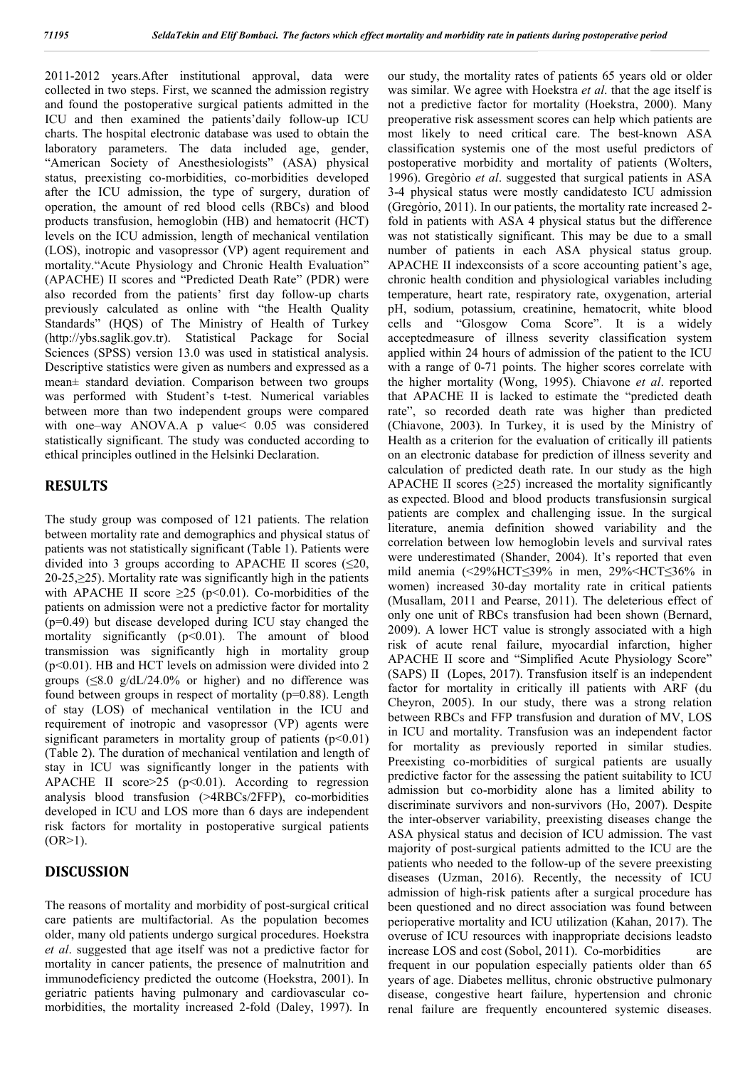2011-2012 years.After institutional approval, data were collected in two steps. First, we scanned the admission registry and found the postoperative surgical patients admitted in the ICU and then examined the patients'daily follow-up ICU charts. The hospital electronic database was used to obtain the laboratory parameters. The data included age, gender, "American Society of Anesthesiologists" (ASA) physical status, preexisting co-morbidities, co-morbidities developed after the ICU admission, the type of surgery, duration of operation, the amount of red blood cells (RBCs) and blood products transfusion, hemoglobin (HB) and hematocrit (HCT) levels on the ICU admission, length of mechanical ventilation (LOS), inotropic and vasopressor (VP) agent requirement and mortality."Acute Physiology and Chronic Health Evaluation" (APACHE) II scores and "Predicted Death Rate" (PDR) were also recorded from the patients' first day follow-up charts previously calculated as online with "the Health Quality Standards" (HQS) of The Ministry of Health of Turkey (http://ybs.saglik.gov.tr). Statistical Package for Social Sciences (SPSS) version 13.0 was used in statistical analysis. Descriptive statistics were given as numbers and expressed as a mean± standard deviation. Comparison between two groups was performed with Student's t-test. Numerical variables between more than two independent groups were compared with one–way ANOVA.A p value< 0.05 was considered statistically significant. The study was conducted according to ethical principles outlined in the Helsinki Declaration.

## RESULTS

The study group was composed of 121 patients. The relation between mortality rate and demographics and physical status of patients was not statistically significant (Table 1). Patients were divided into 3 groups according to APACHE II scores (≤20, 20-25,≥25). Mortality rate was significantly high in the patients with APACHE II score ≥25 ($p<0.01$). Co-morbidities of the patients on admission were not a predictive factor for mortality ($p=0.49$) but disease developed during ICU stay changed the mortality significantly ($p<0.01$). The amount of blood transmission was significantly high in mortality group ($p<0.01$). HB and HCT levels on admission were divided into 2 groups (≤8.0 g/dL/24.0% or higher) and no difference was found between groups in respect of mortality ($p=0.88$). Length of stay (LOS) of mechanical ventilation in the ICU and requirement of inotropic and vasopressor (VP) agents were significant parameters in mortality group of patients ($p<0.01$) (Table 2). The duration of mechanical ventilation and length of stay in ICU was significantly longer in the patients with APACHE II score>25 ($p<0.01$). According to regression analysis blood transfusion (>4RBCs/2FFP), co-morbidities developed in ICU and LOS more than 6 days are independent risk factors for mortality in postoperative surgical patients (OR>1).

## DISCUSSION

The reasons of mortality and morbidity of post-surgical critical care patients are multifactorial. As the population becomes older, many old patients undergo surgical procedures. Hoekstra *et al*. suggested that age itself was not a predictive factor for mortality in cancer patients, the presence of malnutrition and immunodeficiency predicted the outcome (Hoekstra, 2001). In geriatric patients having pulmonary and cardiovascular co-morbidities, the mortality increased 2-fold (Daley, 1997). In our study, the mortality rates of patients 65 years old or older was similar. We agree with Hoekstra *et al*. that the age itself is not a predictive factor for mortality (Hoekstra, 2000). Many preoperative risk assessment scores can help which patients are most likely to need critical care. The best-known ASA classification systemis one of the most useful predictors of postoperative morbidity and mortality of patients (Wolters, 1996). Gregòrio *et al*. suggested that surgical patients in ASA 3-4 physical status were mostly candidatesto ICU admission (Gregòrio, 2011). In our patients, the mortality rate increased 2-fold in patients with ASA 4 physical status but the difference was not statistically significant. This may be due to a small number of patients in each ASA physical status group. APACHE II indexconsists of a score accounting patient's age, chronic health condition and physiological variables including temperature, heart rate, respiratory rate, oxygenation, arterial pH, sodium, potassium, creatinine, hematocrit, white blood cells and "Glosgow Coma Score". It is a widely acceptedmeasure of illness severity classification system applied within 24 hours of admission of the patient to the ICU with a range of 0-71 points. The higher scores correlate with the higher mortality (Wong, 1995). Chiavone *et al*. reported that APACHE II is lacked to estimate the "predicted death rate", so recorded death rate was higher than predicted (Chiavone, 2003). In Turkey, it is used by the Ministry of Health as a criterion for the evaluation of critically ill patients on an electronic database for prediction of illness severity and calculation of predicted death rate. In our study as the high APACHE II scores (≥25) increased the mortality significantly as expected. Blood and blood products transfusionsin surgical patients are complex and challenging issue. In the surgical literature, anemia definition showed variability and the correlation between low hemoglobin levels and survival rates were underestimated (Shander, 2004). It's reported that even mild anemia (<29%HCT≤39% in men, 29%<HCT≤36% in women) increased 30-day mortality rate in critical patients (Musallam, 2011 and Pearse, 2011). The deleterious effect of only one unit of RBCs transfusion had been shown (Bernard, 2009). A lower HCT value is strongly associated with a high risk of acute renal failure, myocardial infarction, higher APACHE II score and "Simplified Acute Physiology Score" (SAPS) II (Lopes, 2017). Transfusion itself is an independent factor for mortality in critically ill patients with ARF (du Cheyron, 2005). In our study, there was a strong relation between RBCs and FFP transfusion and duration of MV, LOS in ICU and mortality. Transfusion was an independent factor for mortality as previously reported in similar studies. Preexisting co-morbidities of surgical patients are usually predictive factor for the assessing the patient suitability to ICU admission but co-morbidity alone has a limited ability to discriminate survivors and non-survivors (Ho, 2007). Despite the inter-observer variability, preexisting diseases change the ASA physical status and decision of ICU admission. The vast majority of post-surgical patients admitted to the ICU are the patients who needed to the follow-up of the severe preexisting diseases (Uzman, 2016). Recently, the necessity of ICU admission of high-risk patients after a surgical procedure has been questioned and no direct association was found between perioperative mortality and ICU utilization (Kahan, 2017). The overuse of ICU resources with inappropriate decisions leadsto increase LOS and cost (Sobol, 2011). Co-morbidities are frequent in our population especially patients older than 65 years of age. Diabetes mellitus, chronic obstructive pulmonary disease, congestive heart failure, hypertension and chronic renal failure are frequently encountered systemic diseases.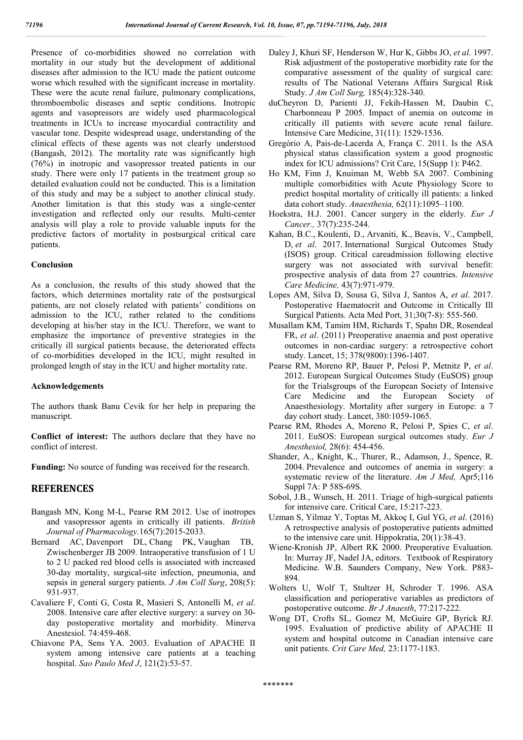Presence of co-morbidities showed no correlation with mortality in our study but the development of additional diseases after admission to the ICU made the patient outcome worse which resulted with the significant increase in mortality. These were the acute renal failure, pulmonary complications, thromboembolic diseases and septic conditions. Inotropic agents and vasopressors are widely used pharmacological treatments in ICUs to increase myocardial contractility and vascular tone. Despite widespread usage, understanding of the clinical effects of these agents was not clearly understood (Bangash, 2012). The mortality rate was significantly high (76%) in inotropic and vasopressor treated patients in our study. There were only 17 patients in the treatment group so detailed evaluation could not be conducted. This is a limitation of this study and may be a subject to another clinical study. Another limitation is that this study was a single-center investigation and reflected only our results. Multi-center analysis will play a role to provide valuable inputs for the predictive factors of mortality in postsurgical critical care patients.

### Conclusion

As a conclusion, the results of this study showed that the factors, which determines mortality rate of the postsurgical patients, are not closely related with patients' conditions on admission to the ICU, rather related to the conditions developing at his/her stay in the ICU. Therefore, we want to emphasize the importance of preventive strategies in the critically ill surgical patients because, the deteriorated effects of co-morbidities developed in the ICU, might resulted in prolonged length of stay in the ICU and higher mortality rate.

### Acknowledgements

The authors thank Banu Cevik for her help in preparing the manuscript.

**Conflict of interest:** The authors declare that they have no conflict of interest.

**Funding:** No source of funding was received for the research.

## REFERENCES

- Bangash MN, Kong M-L, Pearse RM 2012. Use of inotropes and vasopressor agents in critically ill patients. *British Journal of Pharmacology.*165(7):2015-2033.
- Bernard AC, Davenport DL, Chang PK, Vaughan TB, Zwischenberger JB 2009. Intraoperative transfusion of 1 U to 2 U packed red blood cells is associated with increased 30-day mortality, surgical-site infection, pneumonia, and sepsis in general surgery patients. *J Am Coll Surg*, 208(5): 931-937.
- Cavaliere F, Conti G, Costa R, Masieri S, Antonelli M, *et al*. 2008. Intensive care after elective surgery: a survey on 30-day postoperative mortality and morbidity. Minerva Anestesiol. 74:459-468.
- Chiavone PA, Sens YA. 2003. Evaluation of APACHE II system among intensive care patients at a teaching hospital. *Sao Paulo Med J*, 121(2):53-57.
- Daley J, Khuri SF, Henderson W, Hur K, Gibbs JO, *et al*. 1997. Risk adjustment of the postoperative morbidity rate for the comparative assessment of the quality of surgical care: results of The National Veterans Affairs Surgical Risk Study. *J Am Coll Surg,* 185(4):328-340.
- duCheyron D, Parienti JJ, Fekih-Hassen M, Daubin C, Charbonneau P 2005. Impact of anemia on outcome in critically ill patients with severe acute renal failure. Intensive Care Medicine, 31(11): 1529-1536.
- Gregòrio A, Pais-de-Lacerda A, França C. 2011. Is the ASA physical status classification system a good prognostic index for ICU admissions? Crit Care, 15(Supp 1): P462.
- Ho KM, Finn J, Knuiman M, Webb SA 2007. Combining multiple comorbidities with Acute Physiology Score to predict hospital mortality of critically ill patients: a linked data cohort study. *Anaesthesia,* 62(11):1095–1100.
- Hoekstra, H.J. 2001. Cancer surgery in the elderly. *Eur J Cancer.,* 37(7):235-244.
- Kahan, B.C., Koulenti, D., Arvaniti, K., Beavis, V., Campbell, D, *et al*. 2017. International Surgical Outcomes Study (ISOS) group. Critical careadmission following elective surgery was not associated with survival benefit: prospective analysis of data from 27 countries. *Intensive Care Medicine,* 43(7):971-979.
- Lopes AM, Silva D, Sousa G, Silva J, Santos A, *et al*. 2017. Postoperative Haematocrit and Outcome in Critically Ill Surgical Patients. Acta Med Port, 31;30(7-8): 555-560.
- Musallam KM, Tamim HM, Richards T, Spahn DR, Rosendeal FR, *et al*. (2011) Preoperative anaemia and post operative outcomes in non-cardiac surgery: a retrospective cohort study. Lancet, 15; 378(9800):1396-1407.
- Pearse RM, Moreno RP, Bauer P, Pelosi P, Metnitz P, *et al*. 2012. European Surgical Outcomes Study (EuSOS) group for the Trialsgroups of the European Society of Intensive Care Medicine and the European Society of Anaesthesiology. Mortality after surgery in Europe: a 7 day cohort study. Lancet, 380:1059-1065.
- Pearse RM, Rhodes A, Moreno R, Pelosi P, Spies C, *et al*. 2011. EuSOS: European surgical outcomes study. *Eur J Anesthesiol,* 28(6): 454-456.
- Shander, A., Knight, K., Thurer, R., Adamson, J., Spence, R. 2004. Prevalence and outcomes of anemia in surgery: a systematic review of the literature. *Am J Med,* Apr5;116 Suppl 7A: P 58S-69S.
- Sobol, J.B., Wunsch, H. 2011. Triage of high-surgical patients for intensive care. Critical Care, 15:217-223.
- Uzman S, Yilmaz Y, Toptas M, Akkoç I, Gul YG, *et al*. (2016) A retrospective analysis of postoperative patients admitted to the intensive care unit. Hippokratia, 20(1):38-43.
- Wiene-Kronish JP, Albert RK 2000. Preoperative Evaluation. In: Murray JF, Nadel JA, editors. Textbook of Respiratory Medicine. W.B. Saunders Company, New York. P883-894.
- Wolters U, Wolf T, Stultzer H, Schroder T. 1996. ASA classification and perioperative variables as predictors of postoperative outcome. *Br J Anaesth*, 77:217-222.
- Wong DT, Crofts SL, Gomez M, McGuire GP, Byrick RJ. 1995. Evaluation of predictive ability of APACHE II system and hospital outcome in Canadian intensive care unit patients. *Crit Care Med,* 23:1177-1183.

*******